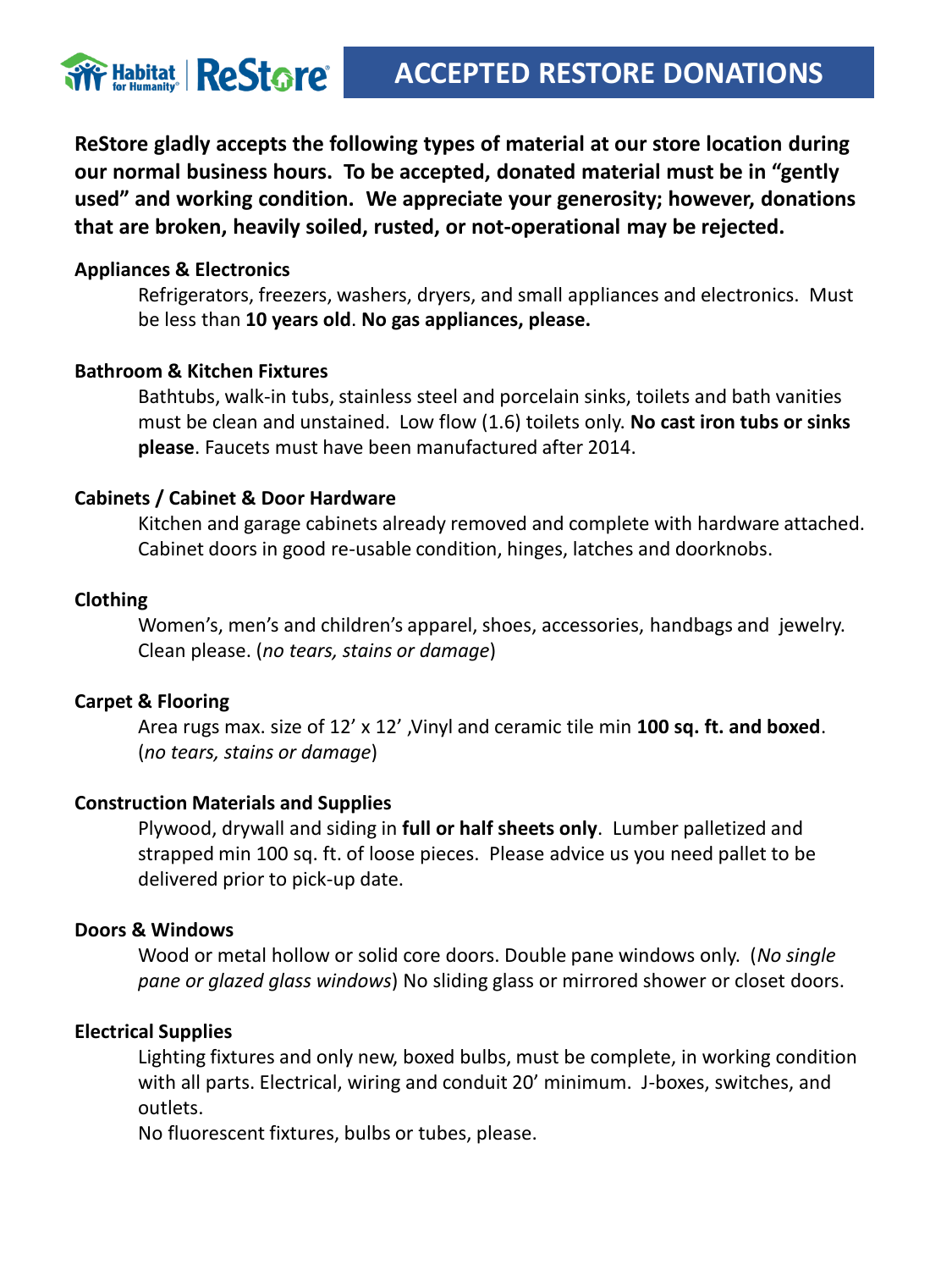# ACCEPTED RESTORE DONATIONS

**ReStore gladly accepts the following types of material at our store location during our normal business hours. To be accepted, donated material must be in "gently used" and working condition. We appreciate your generosity; however, donations that are broken, heavily soiled, rusted, or not-operational may be rejected.**

**Appliances & Electronics**

Refrigerators, freezers, washers, dryers, and small appliances and electronics. Must be less than **10 years old**. **No gas appliances, please.**

**Bathroom & Kitchen Fixtures**

Bathtubs, walk-in tubs, stainless steel and porcelain sinks, toilets and bath vanities must be clean and unstained. Low flow (1.6) toilets only. **No cast iron tubs or sinks please**. Faucets must have been manufactured after 2014.

**Cabinets / Cabinet & Door Hardware**

Kitchen and garage cabinets already removed and complete with hardware attached. Cabinet doors in good re-usable condition, hinges, latches and doorknobs.

**Clothing**

Women's, men's and children's apparel, shoes, accessories, handbags and jewelry. Clean please. (*no tears, stains or damage*)

**Carpet & Flooring**

Area rugs max. size of 12' x 12' ,Vinyl and ceramic tile min **100 sq. ft. and boxed**. (*no tears, stains or damage*)

**Construction Materials and Supplies**

Plywood, drywall and siding in **full or half sheets only**. Lumber palletized and strapped min 100 sq. ft. of loose pieces. Please advice us you need pallet to be delivered prior to pick-up date.

**Doors & Windows**

Wood or metal hollow or solid core doors. Double pane windows only. (*No single pane or glazed glass windows*) No sliding glass or mirrored shower or closet doors.

**Electrical Supplies**

Lighting fixtures and only new, boxed bulbs, must be complete, in working condition with all parts. Electrical, wiring and conduit 20' minimum. J-boxes, switches, and outlets.

No fluorescent fixtures, bulbs or tubes, please.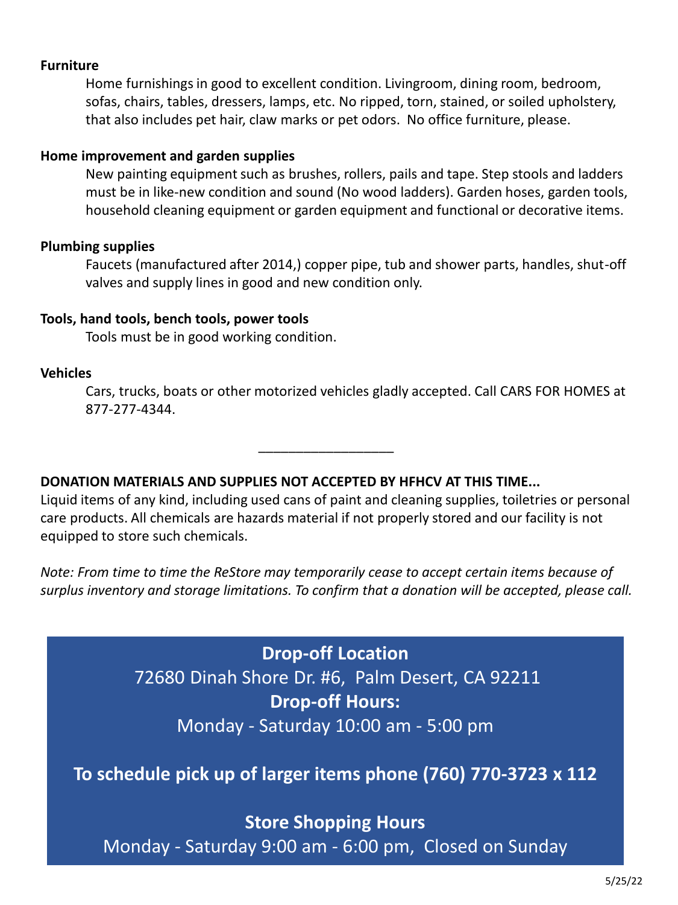**Furniture**

Home furnishings in good to excellent condition. Livingroom, dining room, bedroom, sofas, chairs, tables, dressers, lamps, etc. No ripped, torn, stained, or soiled upholstery, that also includes pet hair, claw marks or pet odors.  No office furniture, please.

**Home improvement and garden supplies**

New painting equipment such as brushes, rollers, pails and tape. Step stools and ladders must be in like-new condition and sound (No wood ladders). Garden hoses, garden tools, household cleaning equipment or garden equipment and functional or decorative items.

**Plumbing supplies**

Faucets (manufactured after 2014,) copper pipe, tub and shower parts, handles, shut-off valves and supply lines in good and new condition only.

**Tools, hand tools, bench tools, power tools**

Tools must be in good working condition.

**Vehicles**

Cars, trucks, boats or other motorized vehicles gladly accepted. Call CARS FOR HOMES at 877-277-4344.

---

**DONATION MATERIALS AND SUPPLIES NOT ACCEPTED BY HFHCV AT THIS TIME...**

Liquid items of any kind, including used cans of paint and cleaning supplies, toiletries or personal care products. All chemicals are hazards material if not properly stored and our facility is not equipped to store such chemicals.

*Note: From time to time the ReStore may temporarily cease to accept certain items because of surplus inventory and storage limitations. To confirm that a donation will be accepted, please call.*

**Drop-off Location**

72680 Dinah Shore Dr. #6,  Palm Desert, CA 92211

**Drop-off Hours:**

Monday - Saturday 10:00 am - 5:00 pm

**To schedule pick up of larger items phone (760) 770-3723 x 112**

**Store Shopping Hours**

Monday - Saturday 9:00 am - 6:00 pm,  Closed on Sunday

5/25/22